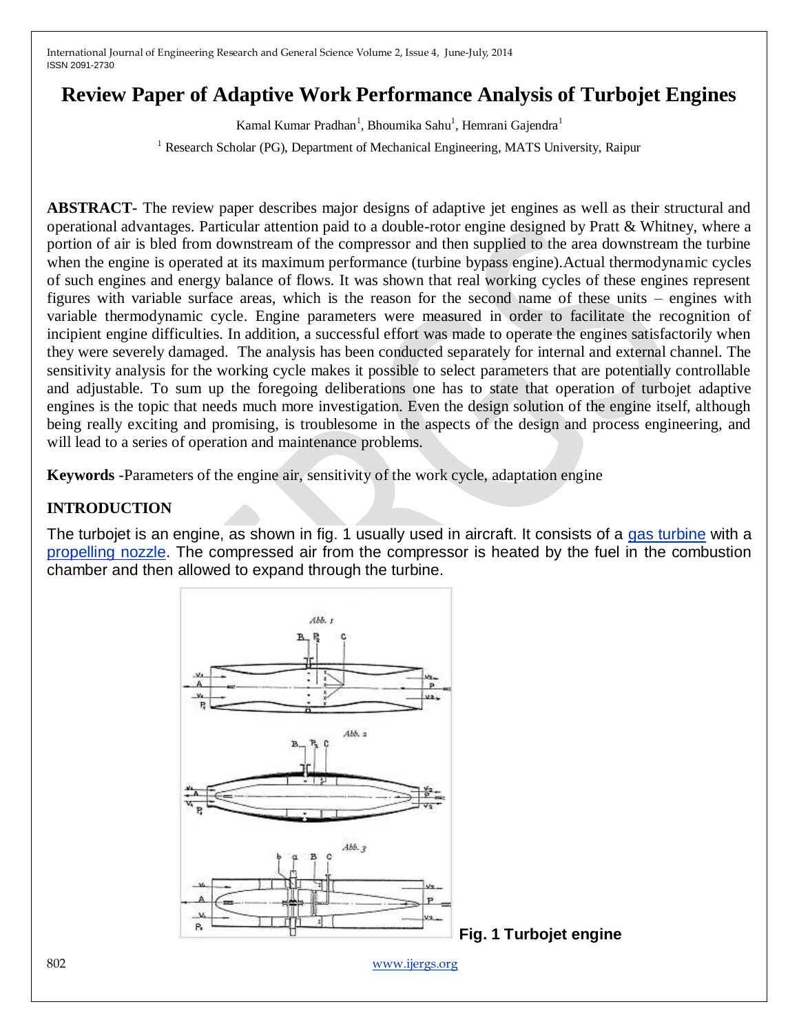# Review Paper of Adaptive Work Performance Analysis of Turbojet Engines

Kamal Kumar Pradhan[1], Bhoumika Sahu[1], Hemrani Gajendra[1]

[1] Research Scholar (PG), Department of Mechanical Engineering, MATS University, Raipur

**ABSTRACT-** The review paper describes major designs of adaptive jet engines as well as their structural and operational advantages. Particular attention paid to a double-rotor engine designed by Pratt & Whitney, where a portion of air is bled from downstream of the compressor and then supplied to the area downstream the turbine when the engine is operated at its maximum performance (turbine bypass engine).Actual thermodynamic cycles of such engines and energy balance of flows. It was shown that real working cycles of these engines represent figures with variable surface areas, which is the reason for the second name of these units – engines with variable thermodynamic cycle. Engine parameters were measured in order to facilitate the recognition of incipient engine difficulties. In addition, a successful effort was made to operate the engines satisfactorily when they were severely damaged. The analysis has been conducted separately for internal and external channel. The sensitivity analysis for the working cycle makes it possible to select parameters that are potentially controllable and adjustable. To sum up the foregoing deliberations one has to state that operation of turbojet adaptive engines is the topic that needs much more investigation. Even the design solution of the engine itself, although being really exciting and promising, is troublesome in the aspects of the design and process engineering, and will lead to a series of operation and maintenance problems.

**Keywords** -Parameters of the engine air, sensitivity of the work cycle, adaptation engine

## INTRODUCTION

The turbojet is an engine, as shown in fig. 1 usually used in aircraft. It consists of a gas turbine with a propelling nozzle. The compressed air from the compressor is heated by the fuel in the combustion chamber and then allowed to expand through the turbine.

**Fig. 1 Turbojet engine**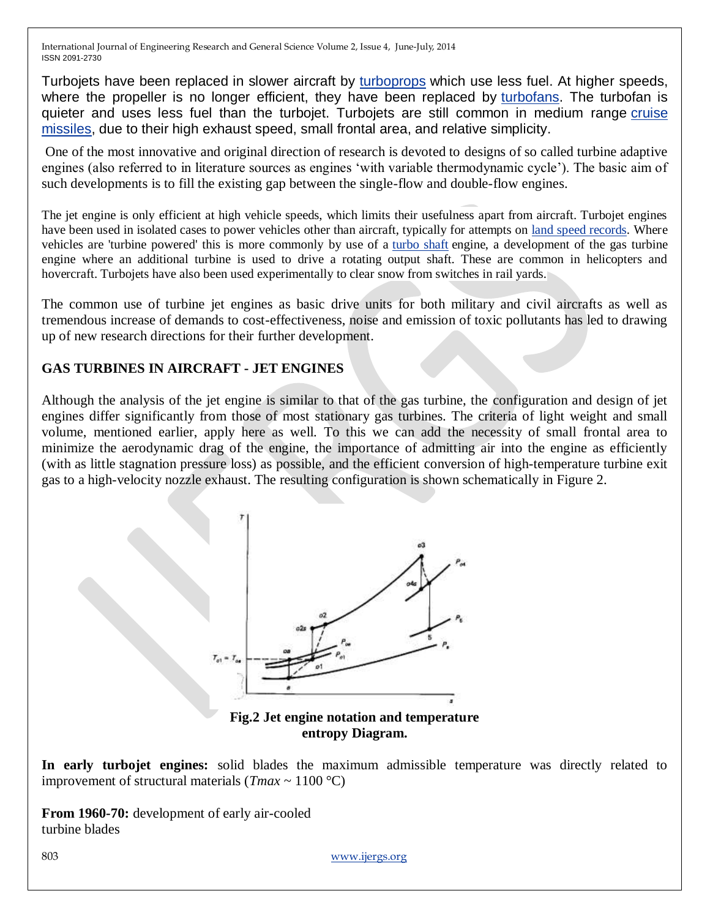Turbojets have been replaced in slower aircraft by turboprops which use less fuel. At higher speeds, where the propeller is no longer efficient, they have been replaced by turbofans. The turbofan is quieter and uses less fuel than the turbojet. Turbojets are still common in medium range cruise missiles, due to their high exhaust speed, small frontal area, and relative simplicity.

One of the most innovative and original direction of research is devoted to designs of so called turbine adaptive engines (also referred to in literature sources as engines 'with variable thermodynamic cycle'). The basic aim of such developments is to fill the existing gap between the single-flow and double-flow engines.

The jet engine is only efficient at high vehicle speeds, which limits their usefulness apart from aircraft. Turbojet engines have been used in isolated cases to power vehicles other than aircraft, typically for attempts on land speed records. Where vehicles are 'turbine powered' this is more commonly by use of a turbo shaft engine, a development of the gas turbine engine where an additional turbine is used to drive a rotating output shaft. These are common in helicopters and hovercraft. Turbojets have also been used experimentally to clear snow from switches in rail yards.

The common use of turbine jet engines as basic drive units for both military and civil aircrafts as well as tremendous increase of demands to cost-effectiveness, noise and emission of toxic pollutants has led to drawing up of new research directions for their further development.

## GAS TURBINES IN AIRCRAFT - JET ENGINES

Although the analysis of the jet engine is similar to that of the gas turbine, the configuration and design of jet engines differ significantly from those of most stationary gas turbines. The criteria of light weight and small volume, mentioned earlier, apply here as well. To this we can add the necessity of small frontal area to minimize the aerodynamic drag of the engine, the importance of admitting air into the engine as efficiently (with as little stagnation pressure loss) as possible, and the efficient conversion of high-temperature turbine exit gas to a high-velocity nozzle exhaust. The resulting configuration is shown schematically in Figure 2.

**Fig.2 Jet engine notation and temperature entropy Diagram.**

**In early turbojet engines:** solid blades the maximum admissible temperature was directly related to improvement of structural materials (*Tmax* ~ 1100 °C)

**From 1960-70:** development of early air-cooled turbine blades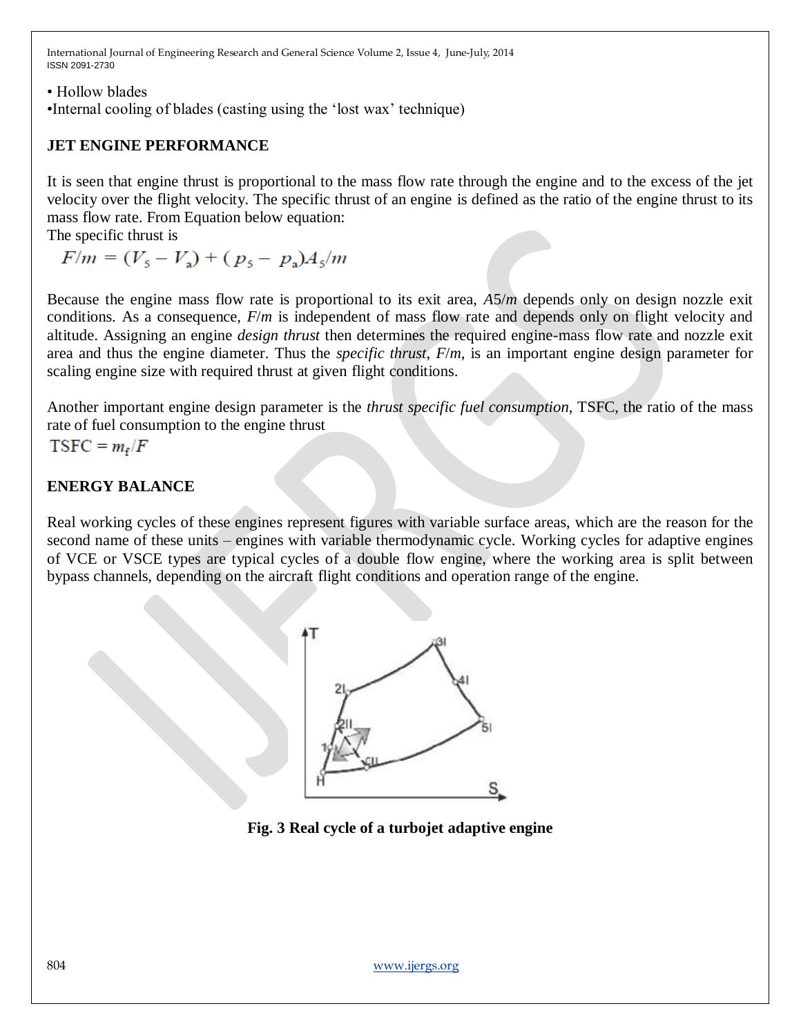• Hollow blades
•Internal cooling of blades (casting using the 'lost wax' technique)

## JET ENGINE PERFORMANCE

It is seen that engine thrust is proportional to the mass flow rate through the engine and to the excess of the jet velocity over the flight velocity. The specific thrust of an engine is defined as the ratio of the engine thrust to its mass flow rate. From Equation below equation:

The specific thrust is

$$F/m = (V_5 - V_a) + (p_5 - p_a)A_5/m$$

Because the engine mass flow rate is proportional to its exit area, $A5/m$ depends only on design nozzle exit conditions. As a consequence, $F/m$ is independent of mass flow rate and depends only on flight velocity and altitude. Assigning an engine *design thrust* then determines the required engine-mass flow rate and nozzle exit area and thus the engine diameter. Thus the *specific thrust*, $F/m$, is an important engine design parameter for scaling engine size with required thrust at given flight conditions.

Another important engine design parameter is the *thrust specific fuel consumption*, TSFC, the ratio of the mass rate of fuel consumption to the engine thrust

$$\text{TSFC} = m_f/F$$

## ENERGY BALANCE

Real working cycles of these engines represent figures with variable surface areas, which are the reason for the second name of these units – engines with variable thermodynamic cycle. Working cycles for adaptive engines of VCE or VSCE types are typical cycles of a double flow engine, where the working area is split between bypass channels, depending on the aircraft flight conditions and operation range of the engine.

**Fig. 3 Real cycle of a turbojet adaptive engine**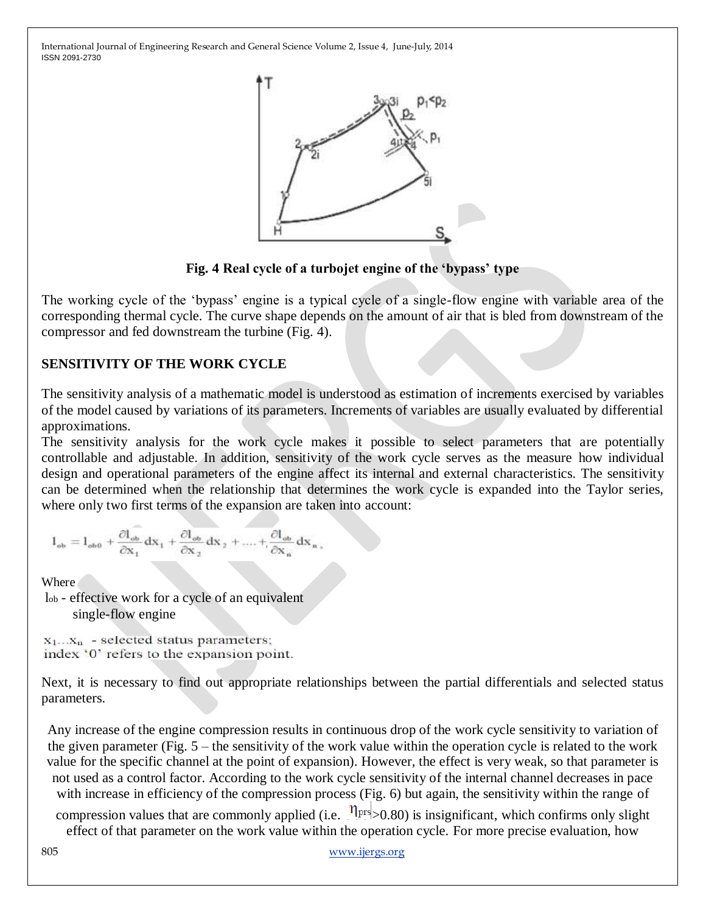Fig. 4 Real cycle of a turbojet engine of the 'bypass' type

The working cycle of the 'bypass' engine is a typical cycle of a single-flow engine with variable area of the corresponding thermal cycle. The curve shape depends on the amount of air that is bled from downstream of the compressor and fed downstream the turbine (Fig. 4).

## SENSITIVITY OF THE WORK CYCLE

The sensitivity analysis of a mathematic model is understood as estimation of increments exercised by variables of the model caused by variations of its parameters. Increments of variables are usually evaluated by differential approximations.

The sensitivity analysis for the work cycle makes it possible to select parameters that are potentially controllable and adjustable. In addition, sensitivity of the work cycle serves as the measure how individual design and operational parameters of the engine affect its internal and external characteristics. The sensitivity can be determined when the relationship that determines the work cycle is expanded into the Taylor series, where only two first terms of the expansion are taken into account:

$$l_{ob} = l_{ob0} + \frac{\partial l_{ob}}{\partial x_1} dx_1 + \frac{\partial l_{ob}}{\partial x_2} dx_2 + .... + \frac{\partial l_{ob}}{\partial x_n} dx_n ,$$

Where

$l_{ob}$ - effective work for a cycle of an equivalent single-flow engine

$x_1 ... x_n$ - selected status parameters;

index '0' refers to the expansion point.

Next, it is necessary to find out appropriate relationships between the partial differentials and selected status parameters.

Any increase of the engine compression results in continuous drop of the work cycle sensitivity to variation of the given parameter (Fig. 5 – the sensitivity of the work value within the operation cycle is related to the work value for the specific channel at the point of expansion). However, the effect is very weak, so that parameter is not used as a control factor. According to the work cycle sensitivity of the internal channel decreases in pace with increase in efficiency of the compression process (Fig. 6) but again, the sensitivity within the range of compression values that are commonly applied (i.e. $\eta_{prs}$>0.80) is insignificant, which confirms only slight effect of that parameter on the work value within the operation cycle. For more precise evaluation, how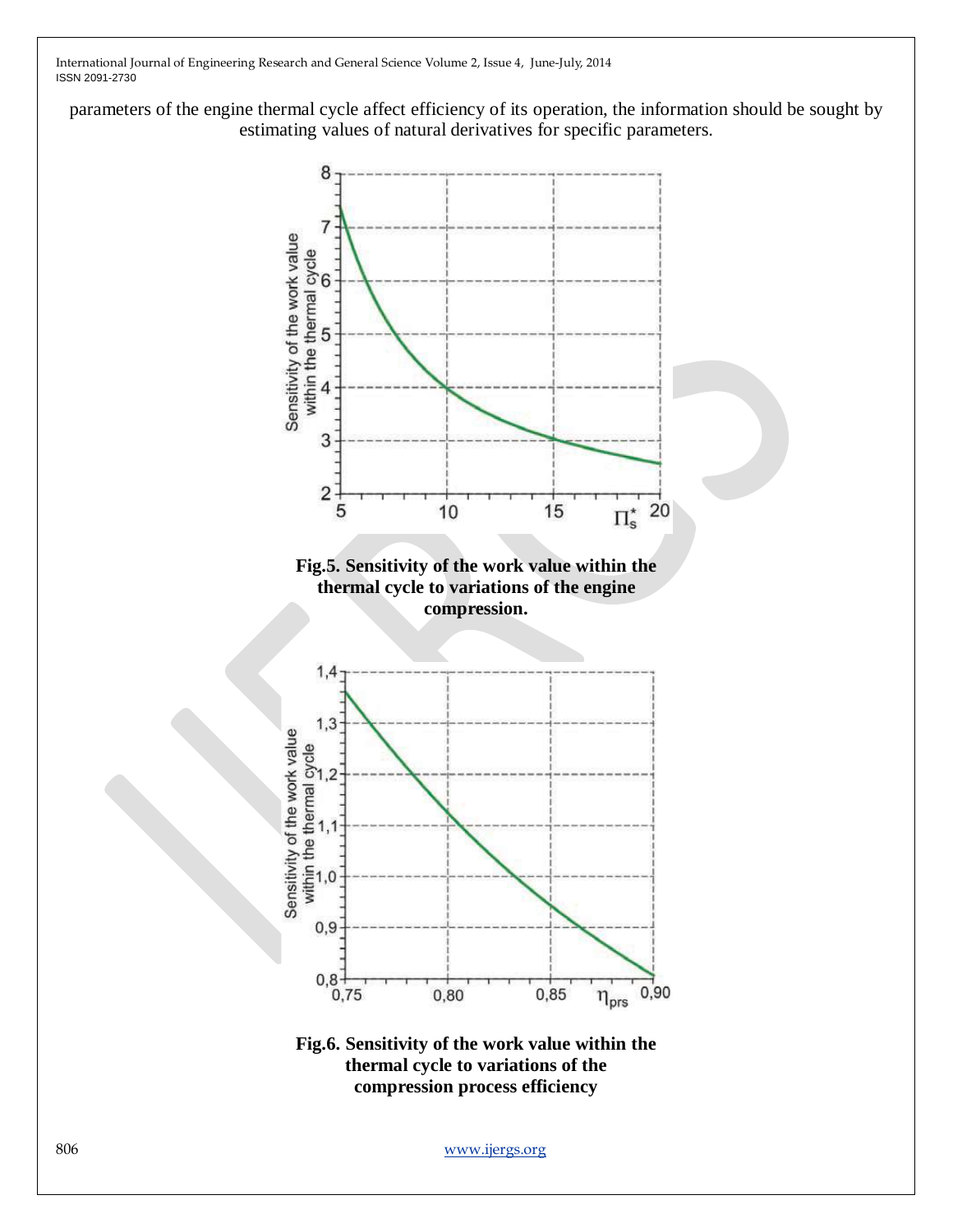parameters of the engine thermal cycle affect efficiency of its operation, the information should be sought by estimating values of natural derivatives for specific parameters.

**Fig.5. Sensitivity of the work value within the thermal cycle to variations of the engine compression.**

**Fig.6. Sensitivity of the work value within the thermal cycle to variations of the compression process efficiency**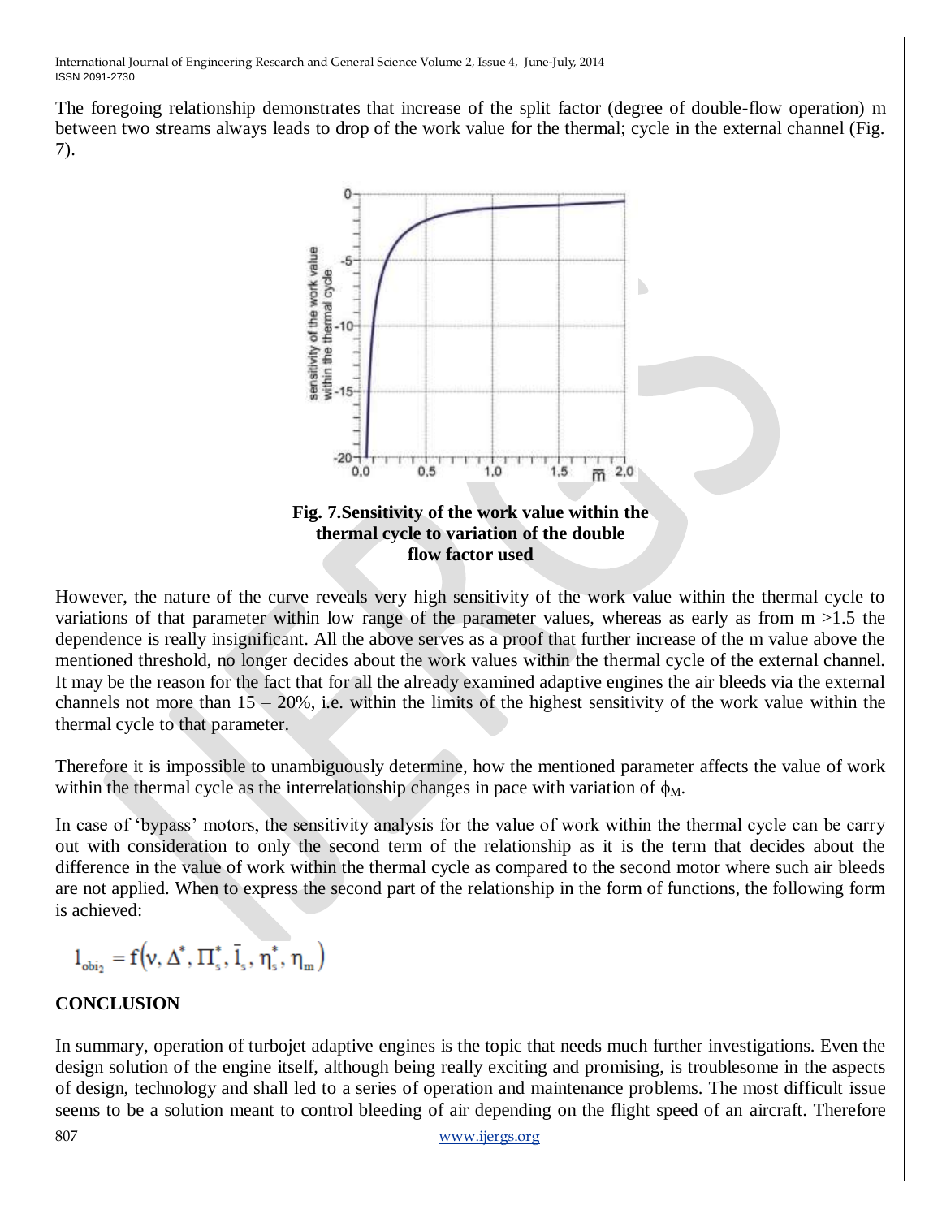The foregoing relationship demonstrates that increase of the split factor (degree of double-flow operation) m between two streams always leads to drop of the work value for the thermal; cycle in the external channel (Fig. 7).

**Fig. 7.Sensitivity of the work value within the thermal cycle to variation of the double flow factor used**

However, the nature of the curve reveals very high sensitivity of the work value within the thermal cycle to variations of that parameter within low range of the parameter values, whereas as early as from m >1.5 the dependence is really insignificant. All the above serves as a proof that further increase of the m value above the mentioned threshold, no longer decides about the work values within the thermal cycle of the external channel. It may be the reason for the fact that for all the already examined adaptive engines the air bleeds via the external channels not more than 15 – 20%, i.e. within the limits of the highest sensitivity of the work value within the thermal cycle to that parameter.

Therefore it is impossible to unambiguously determine, how the mentioned parameter affects the value of work within the thermal cycle as the interrelationship changes in pace with variation of $\phi_M$.

In case of 'bypass' motors, the sensitivity analysis for the value of work within the thermal cycle can be carry out with consideration to only the second term of the relationship as it is the term that decides about the difference in the value of work within the thermal cycle as compared to the second motor where such air bleeds are not applied. When to express the second part of the relationship in the form of functions, the following form is achieved:

$$l_{obi_2} = f\left(\nu, \Delta^*, \Pi_s^*, \bar{l}_s, \eta_s^*, \eta_m\right)$$

## CONCLUSION

In summary, operation of turbojet adaptive engines is the topic that needs much further investigations. Even the design solution of the engine itself, although being really exciting and promising, is troublesome in the aspects of design, technology and shall led to a series of operation and maintenance problems. The most difficult issue seems to be a solution meant to control bleeding of air depending on the flight speed of an aircraft. Therefore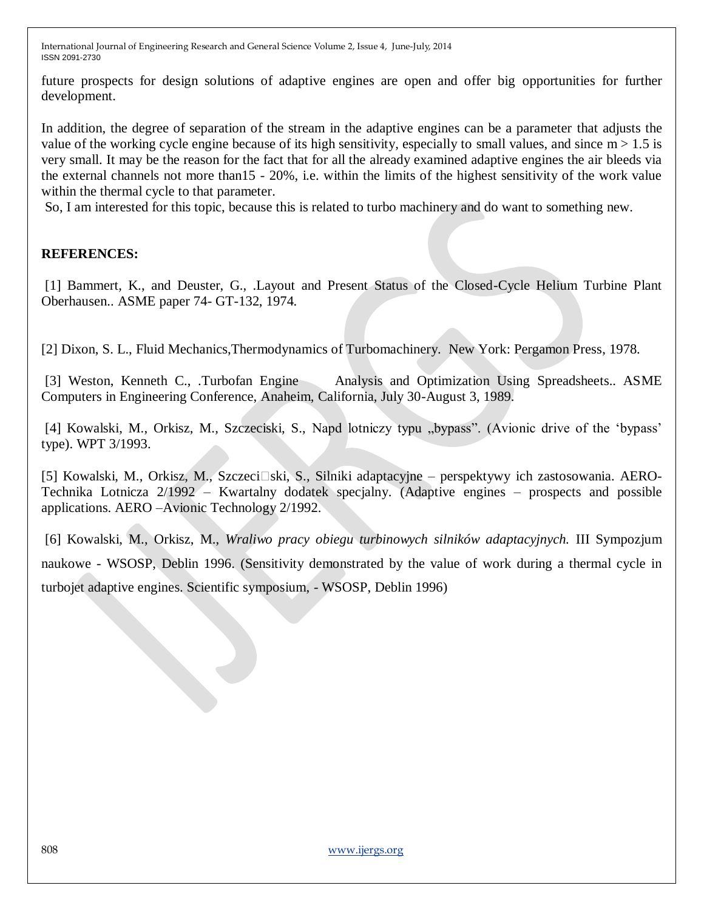future prospects for design solutions of adaptive engines are open and offer big opportunities for further development.

In addition, the degree of separation of the stream in the adaptive engines can be a parameter that adjusts the value of the working cycle engine because of its high sensitivity, especially to small values, and since $m > 1.5$ is very small. It may be the reason for the fact that for all the already examined adaptive engines the air bleeds via the external channels not more than15 - 20%, i.e. within the limits of the highest sensitivity of the work value within the thermal cycle to that parameter.

So, I am interested for this topic, because this is related to turbo machinery and do want to something new.

**REFERENCES:**

[1] Bammert, K., and Deuster, G., .Layout and Present Status of the Closed-Cycle Helium Turbine Plant Oberhausen.. ASME paper 74- GT-132, 1974.

[2] Dixon, S. L., Fluid Mechanics,Thermodynamics of Turbomachinery. New York: Pergamon Press, 1978.

[3] Weston, Kenneth C., .Turbofan Engine Analysis and Optimization Using Spreadsheets.. ASME Computers in Engineering Conference, Anaheim, California, July 30-August 3, 1989.

[4] Kowalski, M., Orkisz, M., Szczeciski, S., Napd lotniczy typu „bypass". (Avionic drive of the 'bypass' type). WPT 3/1993.

[5] Kowalski, M., Orkisz, M., Szczeci□ski, S., Silniki adaptacyjne – perspektywy ich zastosowania. AERO-Technika Lotnicza 2/1992 – Kwartalny dodatek specjalny. (Adaptive engines – prospects and possible applications. AERO –Avionic Technology 2/1992.

[6] Kowalski, M., Orkisz, M., *Wraliwo pracy obiegu turbinowych silników adaptacyjnych.* III Sympozjum naukowe - WSOSP, Deblin 1996. (Sensitivity demonstrated by the value of work during a thermal cycle in turbojet adaptive engines. Scientific symposium, - WSOSP, Deblin 1996)